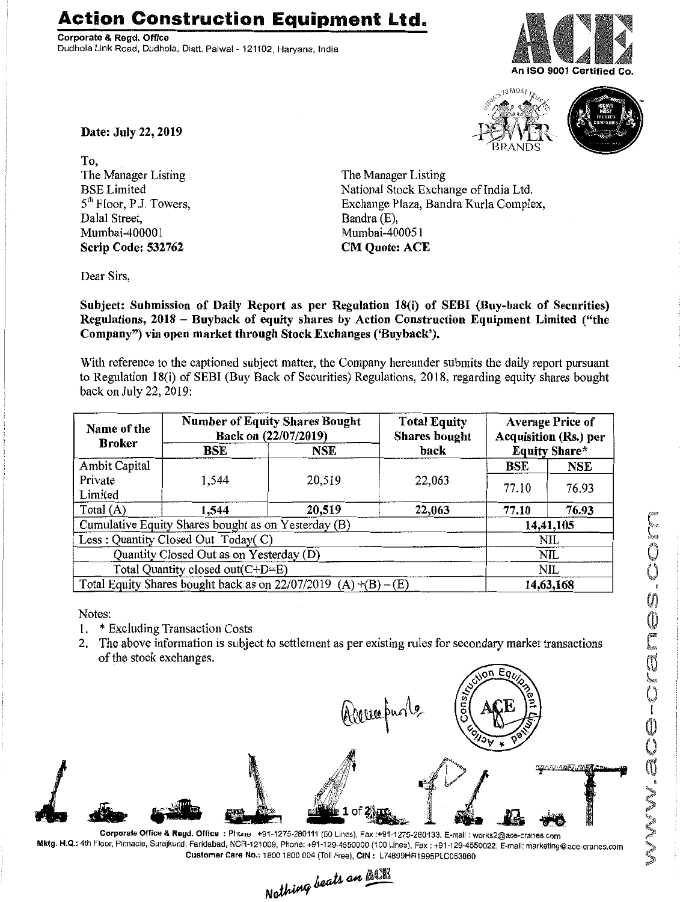# Action Construction Equipment Ltd.

**Corporate & Regd. Office**
Dudhola Link Road, Dudhola, Distt. Palwal - 121102, Haryana, India

An ISO 9001 Certified Co.

**Date: July 22, 2019**

To,

The Manager Listing
BSE Limited
5th Floor, P.J. Towers,
Dalal Street,
Mumbai-400001
**Scrip Code: 532762**

The Manager Listing
National Stock Exchange of India Ltd.
Exchange Plaza, Bandra Kurla Complex,
Bandra (E),
Mumbai-400051
**CM Quote: ACE**

Dear Sirs,

**Subject: Submission of Daily Report as per Regulation 18(i) of SEBI (Buy-back of Securities) Regulations, 2018 – Buyback of equity shares by Action Construction Equipment Limited ("the Company") via open market through Stock Exchanges ('Buyback').**

With reference to the captioned subject matter, the Company hereunder submits the daily report pursuant to Regulation 18(i) of SEBI (Buy Back of Securities) Regulations, 2018, regarding equity shares bought back on July 22, 2019:

| Name of the Broker | Number of Equity Shares Bought Back on (22/07/2019) | | Total Equity Shares bought back | Average Price of Acquisition (Rs.) per Equity Share* | |
|---|---|---|---|---|---|
| | BSE | NSE | | BSE | NSE |
| Ambit Capital Private Limited | 1,544 | 20,519 | 22,063 | 77.10 | 76.93 |
| Total (A) | **1,544** | **20,519** | **22,063** | **77.10** | **76.93** |
| Cumulative Equity Shares bought as on Yesterday (B) | | | | 14,41,105 | |
| Less : Quantity Closed Out Today( C) | | | | NIL | |
| Quantity Closed Out as on Yesterday (D) | | | | NIL | |
| Total Quantity closed out(C+D=E) | | | | NIL | |
| Total Equity Shares bought back as on 22/07/2019 (A) +(B) – (E) | | | | **14,63,168** | |

Notes:

1. * Excluding Transaction Costs
2. The above information is subject to settlement as per existing rules for secondary market transactions of the stock exchanges.

**Corporate Office & Regd. Office** : Phone : +91-1275-280111 (50 Lines), Fax :+91-1275-280133, E-mail : works2@ace-cranes.com
**Mktg. H.Q.:** 4th Floor, Pinnacle, Surajkund, Faridabad, NCR-121009, Phone: +91-129-4550000 (100 Lines), Fax : +91-129-4550022, E-mail: marketing@ace-cranes.com
**Customer Care No.:** 1800 1800 004 (Toll Free), **CIN :** L74899HR1995PLC053860

*Nothing beats an ACE*

www.ace-cranes.com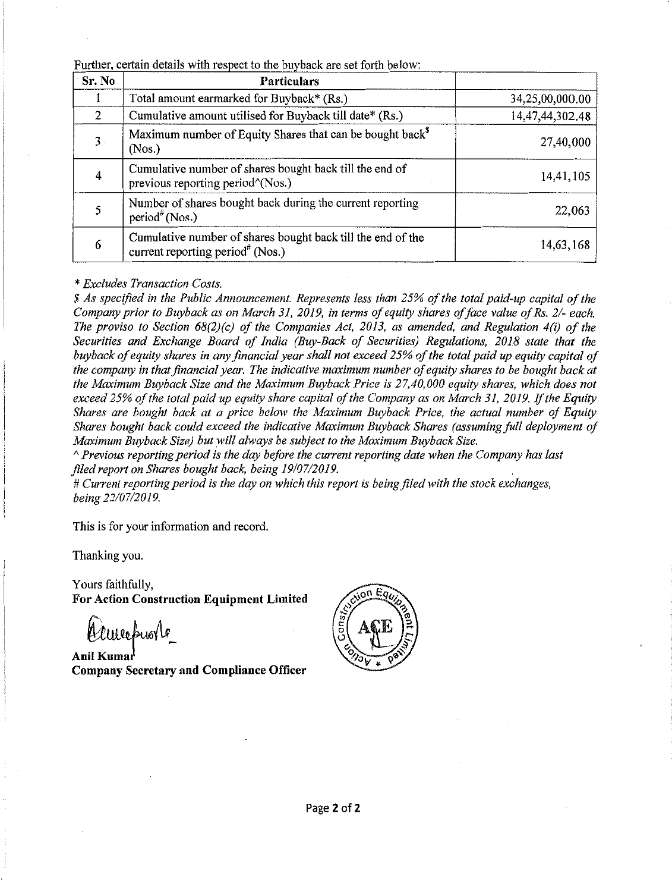Further, certain details with respect to the buyback are set forth below:

| Sr. No | Particulars | |
|---|---|---|
| 1 | Total amount earmarked for Buyback* (Rs.) | 34,25,00,000.00 |
| 2 | Cumulative amount utilised for Buyback till date* (Rs.) | 14,47,44,302.48 |
| 3 | Maximum number of Equity Shares that can be bought back$ (Nos.) | 27,40,000 |
| 4 | Cumulative number of shares bought back till the end of previous reporting period^(Nos.) | 14,41,105 |
| 5 | Number of shares bought back during the current reporting period# (Nos.) | 22,063 |
| 6 | Cumulative number of shares bought back till the end of the current reporting period# (Nos.) | 14,63,168 |

*\* Excludes Transaction Costs.*

*$ As specified in the Public Announcement. Represents less than 25% of the total paid-up capital of the Company prior to Buyback as on March 31, 2019, in terms of equity shares of face value of Rs. 2/- each. The proviso to Section 68(2)(c) of the Companies Act, 2013, as amended, and Regulation 4(i) of the Securities and Exchange Board of India (Buy-Back of Securities) Regulations, 2018 state that the buyback of equity shares in any financial year shall not exceed 25% of the total paid up equity capital of the company in that financial year. The indicative maximum number of equity shares to be bought back at the Maximum Buyback Size and the Maximum Buyback Price is 27,40,000 equity shares, which does not exceed 25% of the total paid up equity share capital of the Company as on March 31, 2019. If the Equity Shares are bought back at a price below the Maximum Buyback Price, the actual number of Equity Shares bought back could exceed the indicative Maximum Buyback Shares (assuming full deployment of Maximum Buyback Size) but will always be subject to the Maximum Buyback Size.*

*^ Previous reporting period is the day before the current reporting date when the Company has last filed report on Shares bought back, being 19/07/2019.*

*# Current reporting period is the day on which this report is being filed with the stock exchanges, being 22/07/2019.*

This is for your information and record.

Thanking you.

Yours faithfully,
**For Action Construction Equipment Limited**

**Anil Kumar**
**Company Secretary and Compliance Officer**